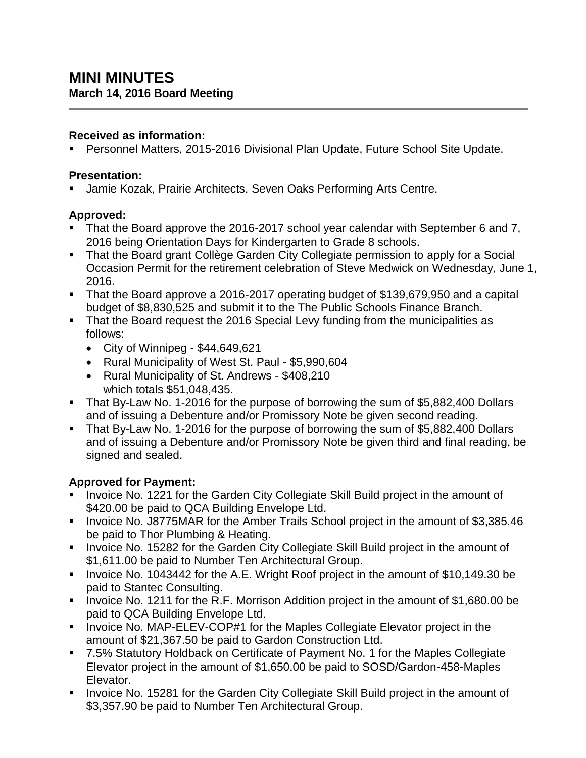# MINI MINUTES

**March 14, 2016 Board Meeting**

---

**Received as information:**

- Personnel Matters, 2015-2016 Divisional Plan Update, Future School Site Update.

**Presentation:**

- Jamie Kozak, Prairie Architects. Seven Oaks Performing Arts Centre.

**Approved:**

- That the Board approve the 2016-2017 school year calendar with September 6 and 7, 2016 being Orientation Days for Kindergarten to Grade 8 schools.
- That the Board grant Collège Garden City Collegiate permission to apply for a Social Occasion Permit for the retirement celebration of Steve Medwick on Wednesday, June 1, 2016.
- That the Board approve a 2016-2017 operating budget of $139,679,950 and a capital budget of $8,830,525 and submit it to the The Public Schools Finance Branch.
- That the Board request the 2016 Special Levy funding from the municipalities as follows:
  - City of Winnipeg - $44,649,621
  - Rural Municipality of West St. Paul - $5,990,604
  - Rural Municipality of St. Andrews - $408,210

    which totals $51,048,435.
- That By-Law No. 1-2016 for the purpose of borrowing the sum of $5,882,400 Dollars and of issuing a Debenture and/or Promissory Note be given second reading.
- That By-Law No. 1-2016 for the purpose of borrowing the sum of $5,882,400 Dollars and of issuing a Debenture and/or Promissory Note be given third and final reading, be signed and sealed.

**Approved for Payment:**

- Invoice No. 1221 for the Garden City Collegiate Skill Build project in the amount of $420.00 be paid to QCA Building Envelope Ltd.
- Invoice No. J8775MAR for the Amber Trails School project in the amount of $3,385.46 be paid to Thor Plumbing & Heating.
- Invoice No. 15282 for the Garden City Collegiate Skill Build project in the amount of $1,611.00 be paid to Number Ten Architectural Group.
- Invoice No. 1043442 for the A.E. Wright Roof project in the amount of $10,149.30 be paid to Stantec Consulting.
- Invoice No. 1211 for the R.F. Morrison Addition project in the amount of $1,680.00 be paid to QCA Building Envelope Ltd.
- Invoice No. MAP-ELEV-COP#1 for the Maples Collegiate Elevator project in the amount of $21,367.50 be paid to Gardon Construction Ltd.
- 7.5% Statutory Holdback on Certificate of Payment No. 1 for the Maples Collegiate Elevator project in the amount of $1,650.00 be paid to SOSD/Gardon-458-Maples Elevator.
- Invoice No. 15281 for the Garden City Collegiate Skill Build project in the amount of $3,357.90 be paid to Number Ten Architectural Group.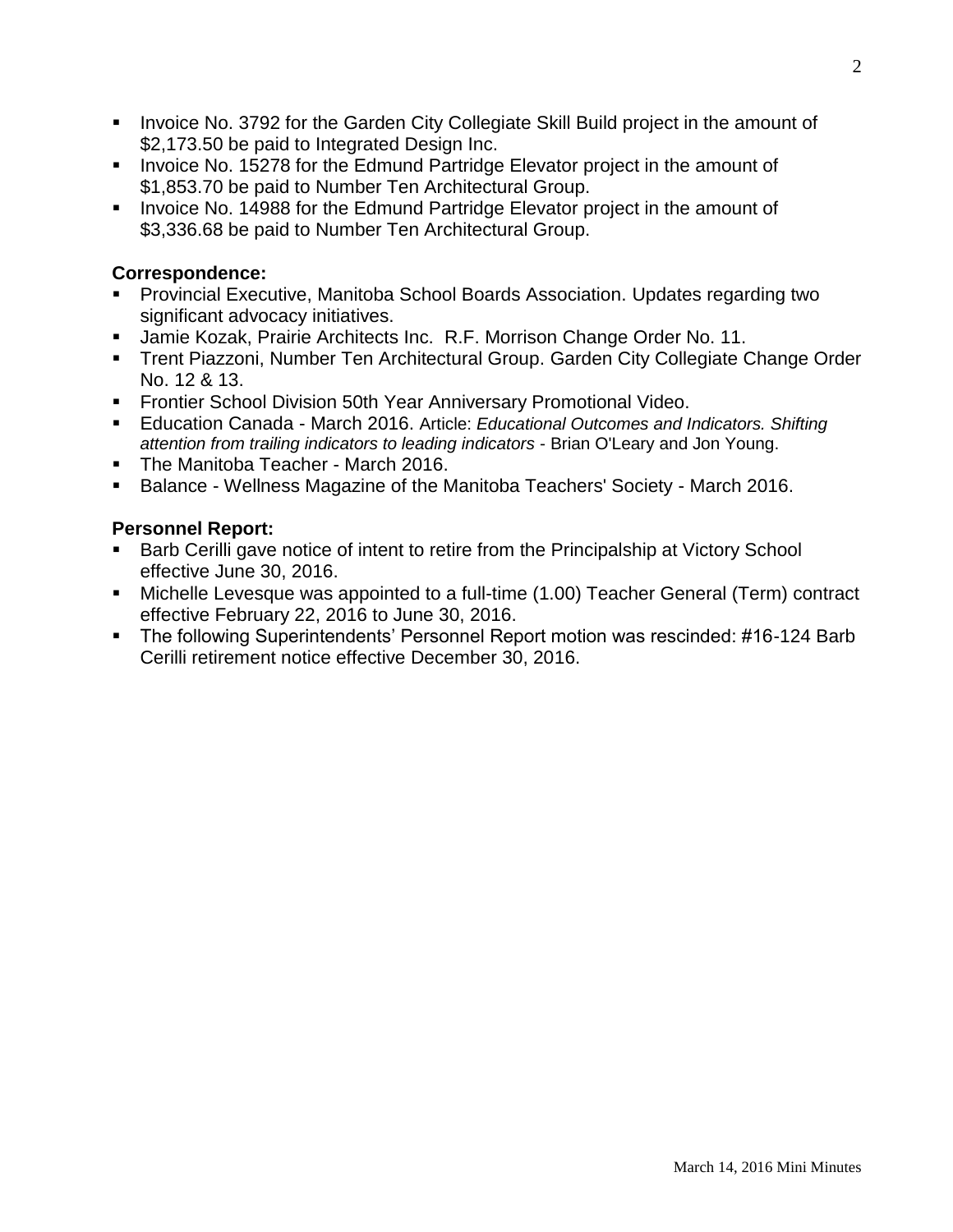- Invoice No. 3792 for the Garden City Collegiate Skill Build project in the amount of $2,173.50 be paid to Integrated Design Inc.
- Invoice No. 15278 for the Edmund Partridge Elevator project in the amount of $1,853.70 be paid to Number Ten Architectural Group.
- Invoice No. 14988 for the Edmund Partridge Elevator project in the amount of $3,336.68 be paid to Number Ten Architectural Group.

**Correspondence:**

- Provincial Executive, Manitoba School Boards Association. Updates regarding two significant advocacy initiatives.
- Jamie Kozak, Prairie Architects Inc. R.F. Morrison Change Order No. 11.
- Trent Piazzoni, Number Ten Architectural Group. Garden City Collegiate Change Order No. 12 & 13.
- Frontier School Division 50th Year Anniversary Promotional Video.
- Education Canada - March 2016. Article: *Educational Outcomes and Indicators. Shifting attention from trailing indicators to leading indicators* - Brian O'Leary and Jon Young.
- The Manitoba Teacher - March 2016.
- Balance - Wellness Magazine of the Manitoba Teachers' Society - March 2016.

**Personnel Report:**

- Barb Cerilli gave notice of intent to retire from the Principalship at Victory School effective June 30, 2016.
- Michelle Levesque was appointed to a full-time (1.00) Teacher General (Term) contract effective February 22, 2016 to June 30, 2016.
- The following Superintendents' Personnel Report motion was rescinded: #16-124 Barb Cerilli retirement notice effective December 30, 2016.